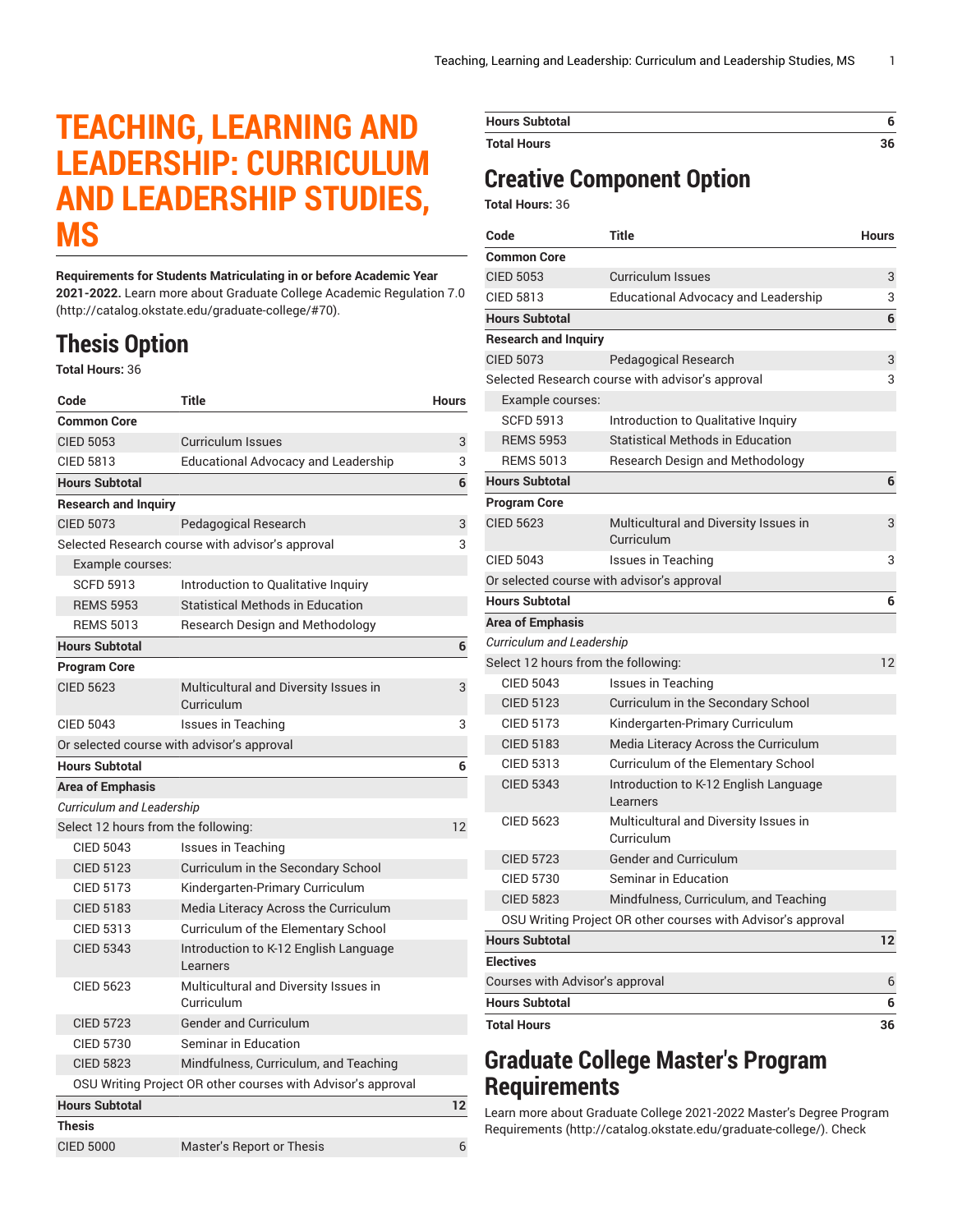# TEACHING, LEARNING AND LEADERSHIP: CURRICULUM AND LEADERSHIP STUDIES, MS

**Requirements for Students Matriculating in or before Academic Year 2021-2022.** Learn more about Graduate College Academic Regulation 7.0 (http://catalog.okstate.edu/graduate-college/#70).

## Thesis Option

**Total Hours:** 36

| Code | Title | Hours |
|---|---|---|
| **Common Core** | | |
| CIED 5053 | Curriculum Issues | 3 |
| CIED 5813 | Educational Advocacy and Leadership | 3 |
| **Hours Subtotal** | | **6** |
| **Research and Inquiry** | | |
| CIED 5073 | Pedagogical Research | 3 |
| Selected Research course with advisor's approval | | 3 |
| Example courses: | | |
| SCFD 5913 | Introduction to Qualitative Inquiry | |
| REMS 5953 | Statistical Methods in Education | |
| REMS 5013 | Research Design and Methodology | |
| **Hours Subtotal** | | **6** |
| **Program Core** | | |
| CIED 5623 | Multicultural and Diversity Issues in Curriculum | 3 |
| CIED 5043 | Issues in Teaching | 3 |
| Or selected course with advisor's approval | | |
| **Hours Subtotal** | | **6** |
| **Area of Emphasis** | | |
| *Curriculum and Leadership* | | |
| Select 12 hours from the following: | | 12 |
| CIED 5043 | Issues in Teaching | |
| CIED 5123 | Curriculum in the Secondary School | |
| CIED 5173 | Kindergarten-Primary Curriculum | |
| CIED 5183 | Media Literacy Across the Curriculum | |
| CIED 5313 | Curriculum of the Elementary School | |
| CIED 5343 | Introduction to K-12 English Language Learners | |
| CIED 5623 | Multicultural and Diversity Issues in Curriculum | |
| CIED 5723 | Gender and Curriculum | |
| CIED 5730 | Seminar in Education | |
| CIED 5823 | Mindfulness, Curriculum, and Teaching | |
| OSU Writing Project OR other courses with Advisor's approval | | |
| **Hours Subtotal** | | **12** |
| **Thesis** | | |
| CIED 5000 | Master's Report or Thesis | 6 |
| **Hours Subtotal** | | **6** |
| **Total Hours** | | **36** |

## Creative Component Option

**Total Hours:** 36

| Code | Title | Hours |
|---|---|---|
| **Common Core** | | |
| CIED 5053 | Curriculum Issues | 3 |
| CIED 5813 | Educational Advocacy and Leadership | 3 |
| **Hours Subtotal** | | **6** |
| **Research and Inquiry** | | |
| CIED 5073 | Pedagogical Research | 3 |
| Selected Research course with advisor's approval | | 3 |
| Example courses: | | |
| SCFD 5913 | Introduction to Qualitative Inquiry | |
| REMS 5953 | Statistical Methods in Education | |
| REMS 5013 | Research Design and Methodology | |
| **Hours Subtotal** | | **6** |
| **Program Core** | | |
| CIED 5623 | Multicultural and Diversity Issues in Curriculum | 3 |
| CIED 5043 | Issues in Teaching | 3 |
| Or selected course with advisor's approval | | |
| **Hours Subtotal** | | **6** |
| **Area of Emphasis** | | |
| *Curriculum and Leadership* | | |
| Select 12 hours from the following: | | 12 |
| CIED 5043 | Issues in Teaching | |
| CIED 5123 | Curriculum in the Secondary School | |
| CIED 5173 | Kindergarten-Primary Curriculum | |
| CIED 5183 | Media Literacy Across the Curriculum | |
| CIED 5313 | Curriculum of the Elementary School | |
| CIED 5343 | Introduction to K-12 English Language Learners | |
| CIED 5623 | Multicultural and Diversity Issues in Curriculum | |
| CIED 5723 | Gender and Curriculum | |
| CIED 5730 | Seminar in Education | |
| CIED 5823 | Mindfulness, Curriculum, and Teaching | |
| OSU Writing Project OR other courses with Advisor's approval | | |
| **Hours Subtotal** | | **12** |
| **Electives** | | |
| Courses with Advisor's approval | | 6 |
| **Hours Subtotal** | | **6** |
| **Total Hours** | | **36** |

## Graduate College Master's Program Requirements

Learn more about Graduate College 2021-2022 Master's Degree Program Requirements (http://catalog.okstate.edu/graduate-college/). Check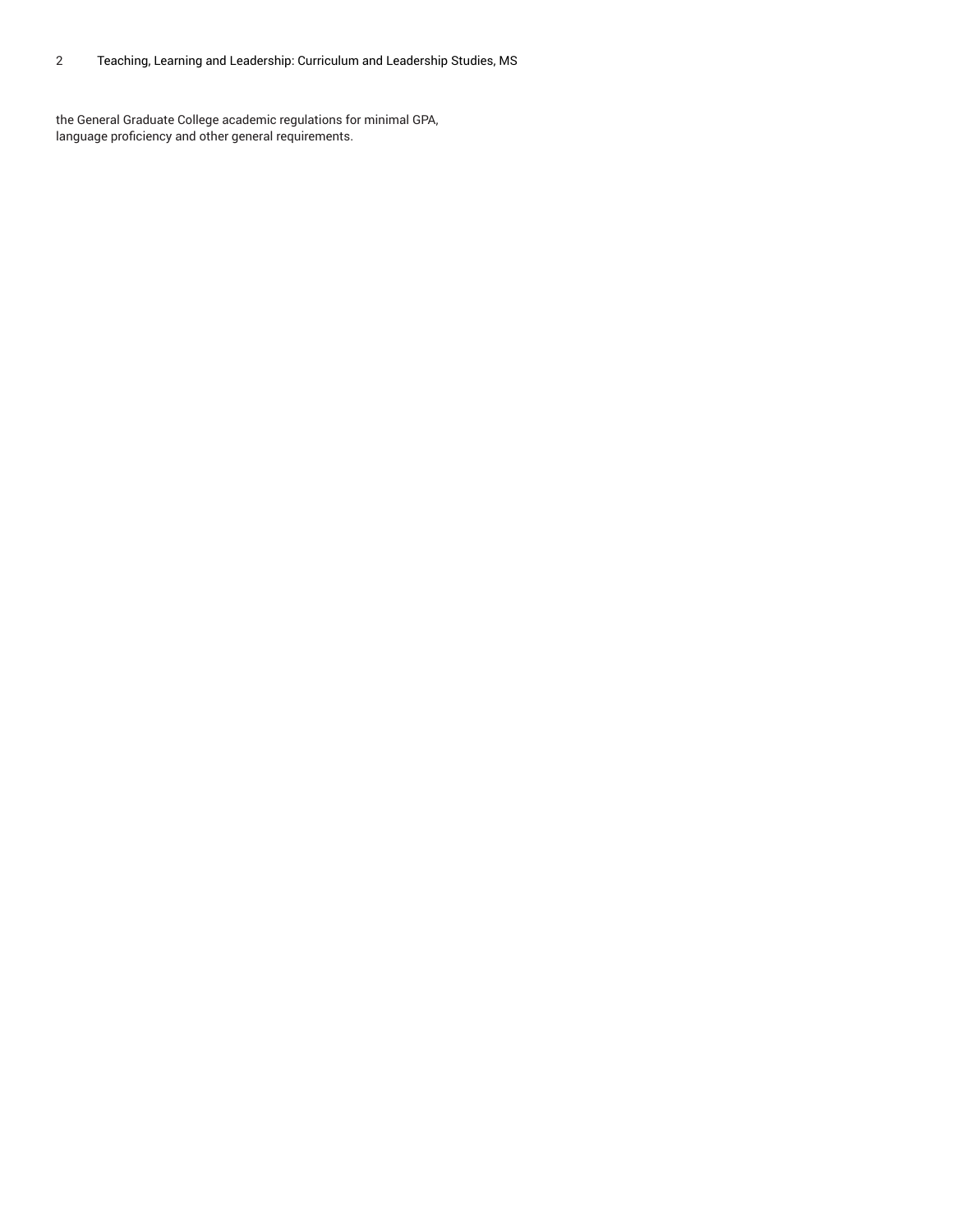the General Graduate College academic regulations for minimal GPA, language proficiency and other general requirements.